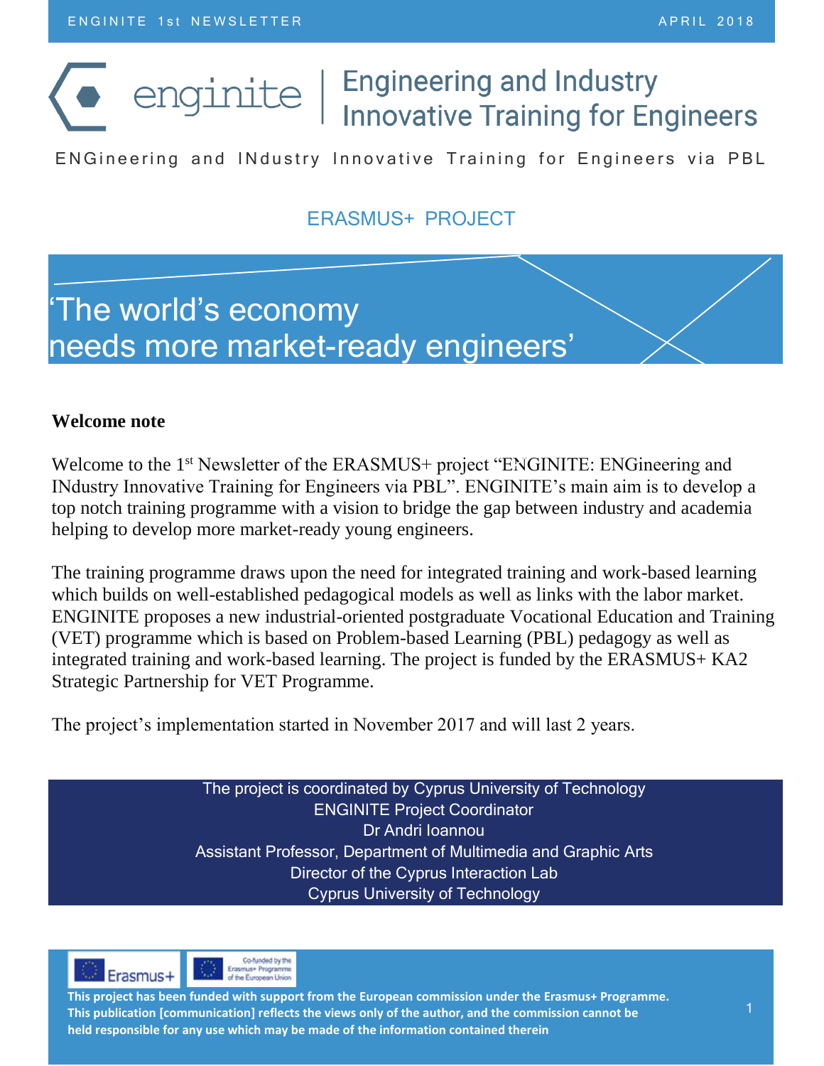# enginite | Engineering and Industry Innovative Training for Engineers

ENGineering and INdustry Innovative Training for Engineers via PBL

ERASMUS+ PROJECT

## 'The world's economy needs more market-ready engineers'

### Welcome note

Welcome to the 1st Newsletter of the ERASMUS+ project "ENGINITE: ENGineering and INdustry Innovative Training for Engineers via PBL". ENGINITE's main aim is to develop a top notch training programme with a vision to bridge the gap between industry and academia helping to develop more market-ready young engineers.

The training programme draws upon the need for integrated training and work-based learning which builds on well-established pedagogical models as well as links with the labor market. ENGINITE proposes a new industrial-oriented postgraduate Vocational Education and Training (VET) programme which is based on Problem-based Learning (PBL) pedagogy as well as integrated training and work-based learning. The project is funded by the ERASMUS+ KA2 Strategic Partnership for VET Programme.

The project's implementation started in November 2017 and will last 2 years.

The project is coordinated by Cyprus University of Technology
ENGINITE Project Coordinator
Dr Andri Ioannou
Assistant Professor, Department of Multimedia and Graphic Arts
Director of the Cyprus Interaction Lab
Cyprus University of Technology

Erasmus+ | Co-funded by the Erasmus+ Programme of the European Union

**This project has been funded with support from the European commission under the Erasmus+ Programme. This publication [communication] reflects the views only of the author, and the commission cannot be held responsible for any use which may be made of the information contained therein**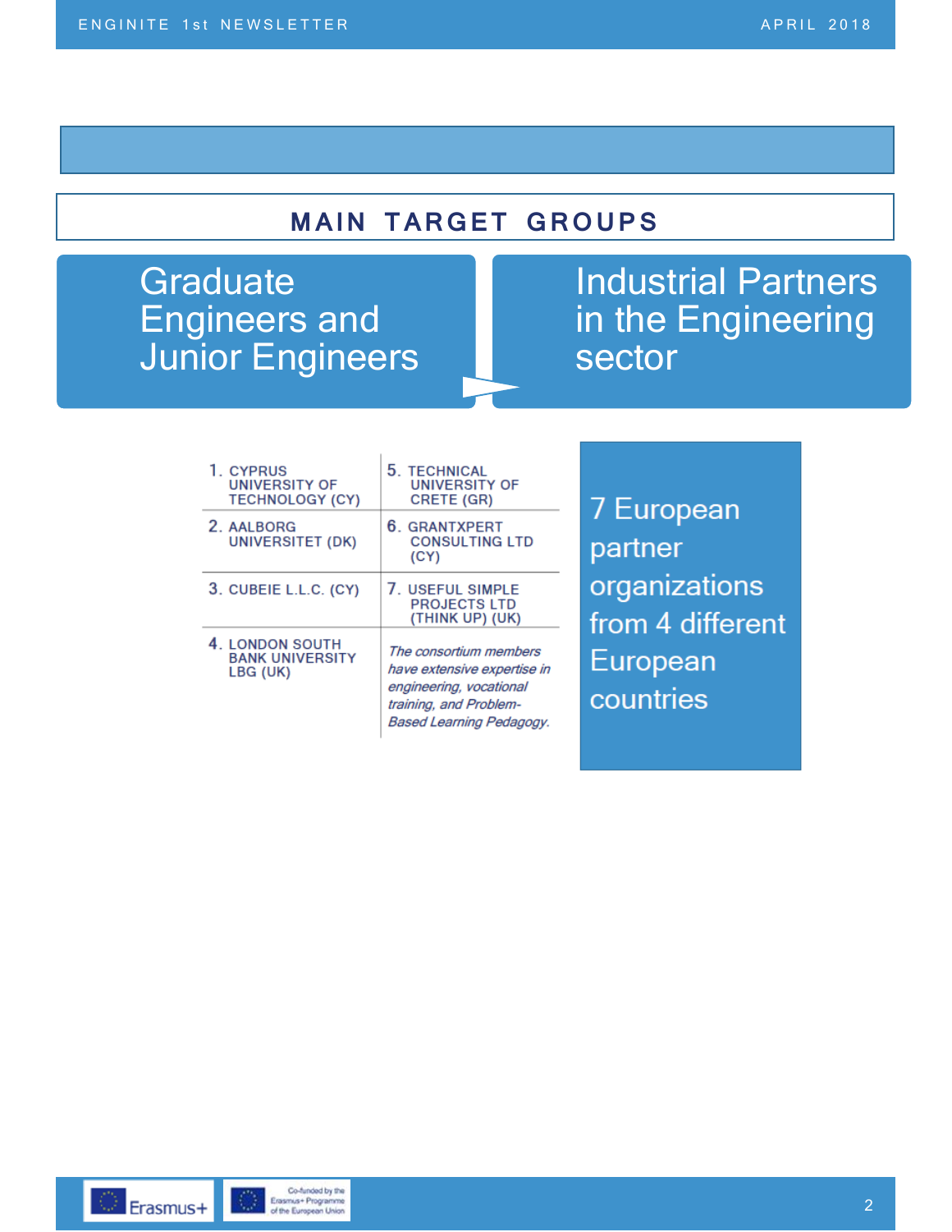## MAIN TARGET GROUPS

**Graduate Engineers and Junior Engineers**

**Industrial Partners in the Engineering sector**

| | |
|---|---|
| 1. CYPRUS UNIVERSITY OF TECHNOLOGY (CY) | 5. TECHNICAL UNIVERSITY OF CRETE (GR) |
| 2. AALBORG UNIVERSITET (DK) | 6. GRANTXPERT CONSULTING LTD (CY) |
| 3. CUBEIE L.L.C. (CY) | 7. USEFUL SIMPLE PROJECTS LTD (THINK UP) (UK) |
| 4. LONDON SOUTH BANK UNIVERSITY LBG (UK) | *The consortium members have extensive expertise in engineering, vocational training, and Problem-Based Learning Pedagogy.* |

7 European partner organizations from 4 different European countries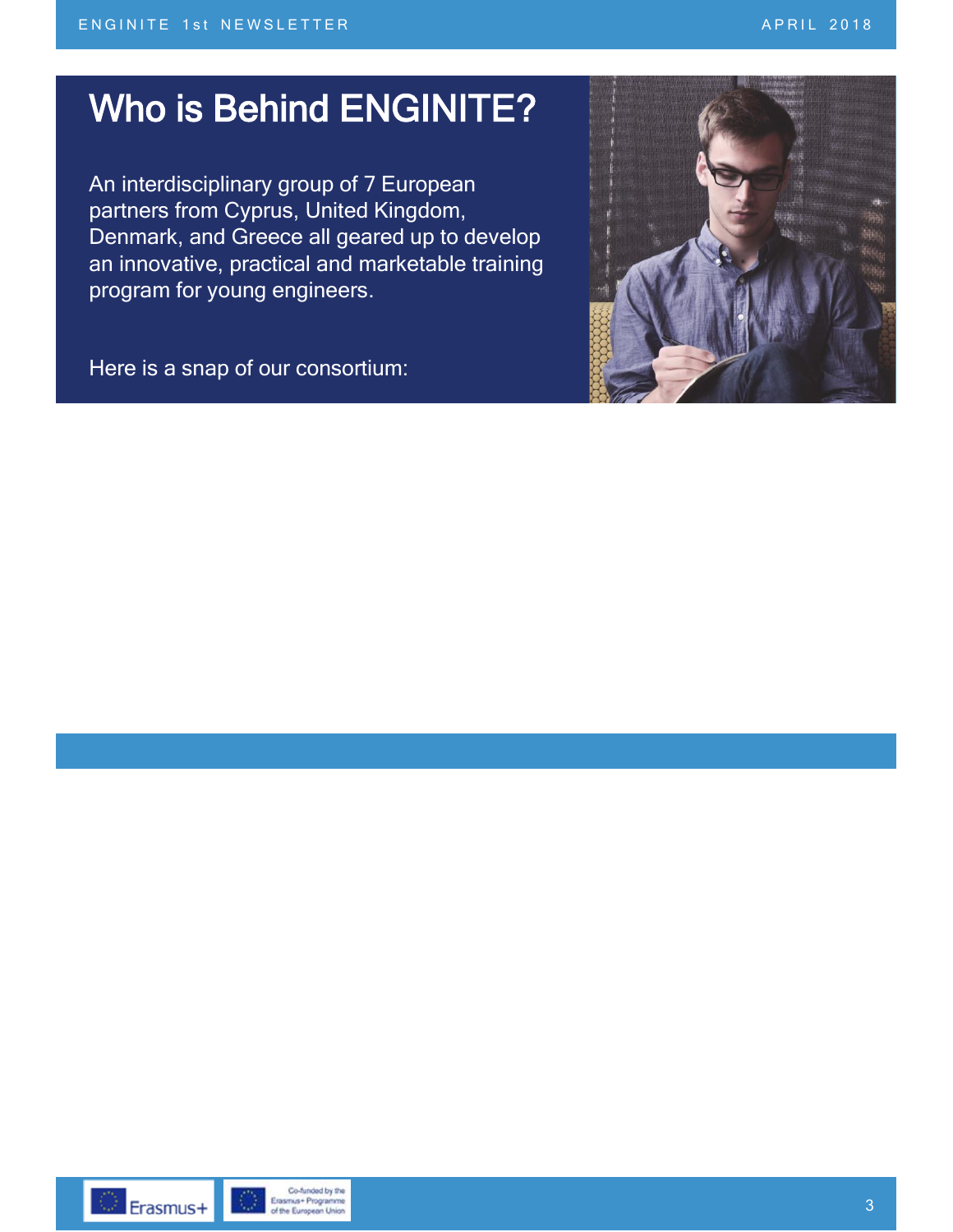# Who is Behind ENGINITE?

An interdisciplinary group of 7 European partners from Cyprus, United Kingdom, Denmark, and Greece all geared up to develop an innovative, practical and marketable training program for young engineers.

Here is a snap of our consortium: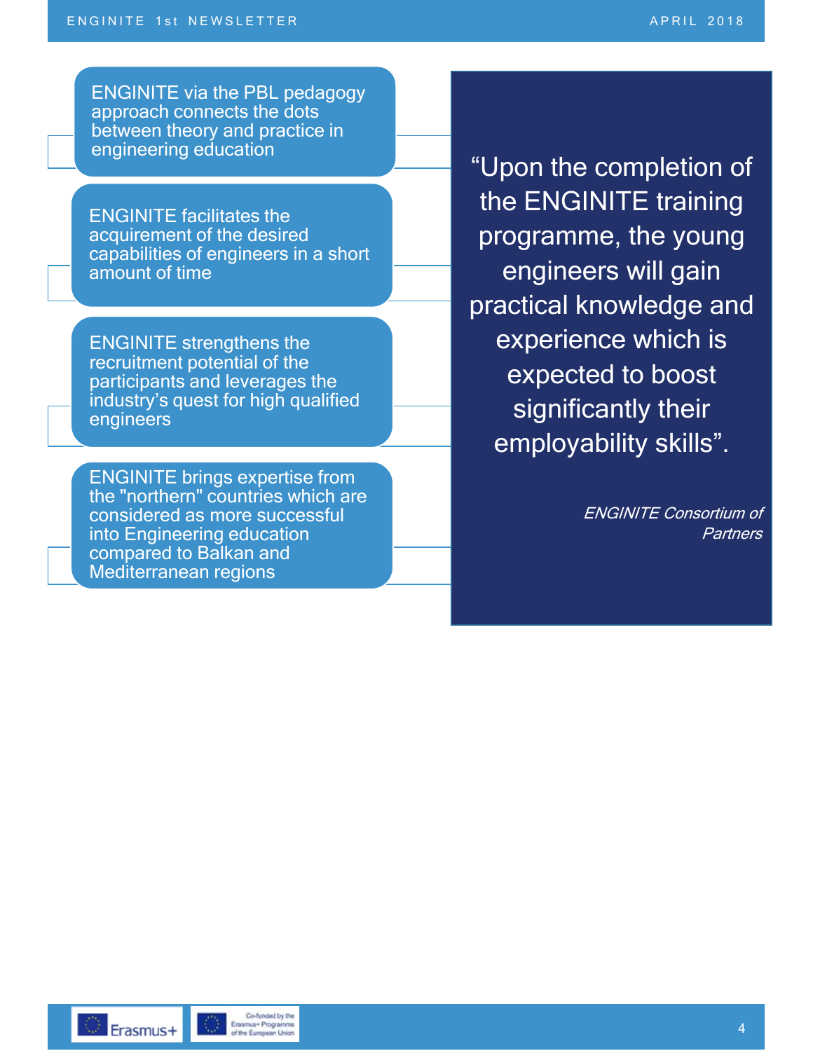- ENGINITE via the PBL pedagogy approach connects the dots between theory and practice in engineering education
- ENGINITE facilitates the acquirement of the desired capabilities of engineers in a short amount of time
- ENGINITE strengthens the recruitment potential of the participants and leverages the industry's quest for high qualified engineers
- ENGINITE brings expertise from the "northern" countries which are considered as more successful into Engineering education compared to Balkan and Mediterranean regions

> "Upon the completion of the ENGINITE training programme, the young engineers will gain practical knowledge and experience which is expected to boost significantly their employability skills".
>
> *ENGINITE Consortium of Partners*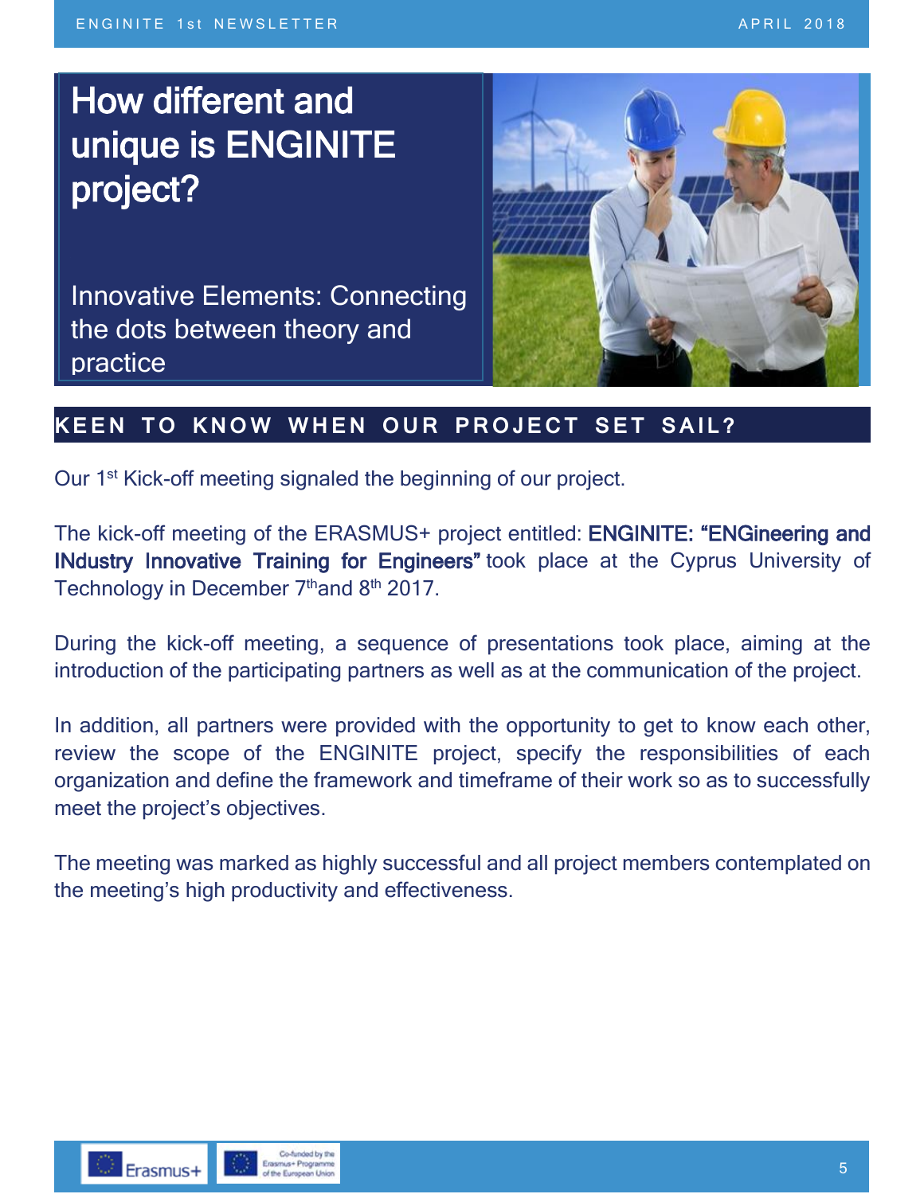# How different and unique is ENGINITE project?

Innovative Elements: Connecting the dots between theory and practice

## KEEN TO KNOW WHEN OUR PROJECT SET SAIL?

Our 1st Kick-off meeting signaled the beginning of our project.

The kick-off meeting of the ERASMUS+ project entitled: **ENGINITE: "ENGineering and INdustry Innovative Training for Engineers"** took place at the Cyprus University of Technology in December 7th and 8th 2017.

During the kick-off meeting, a sequence of presentations took place, aiming at the introduction of the participating partners as well as at the communication of the project.

In addition, all partners were provided with the opportunity to get to know each other, review the scope of the ENGINITE project, specify the responsibilities of each organization and define the framework and timeframe of their work so as to successfully meet the project's objectives.

The meeting was marked as highly successful and all project members contemplated on the meeting's high productivity and effectiveness.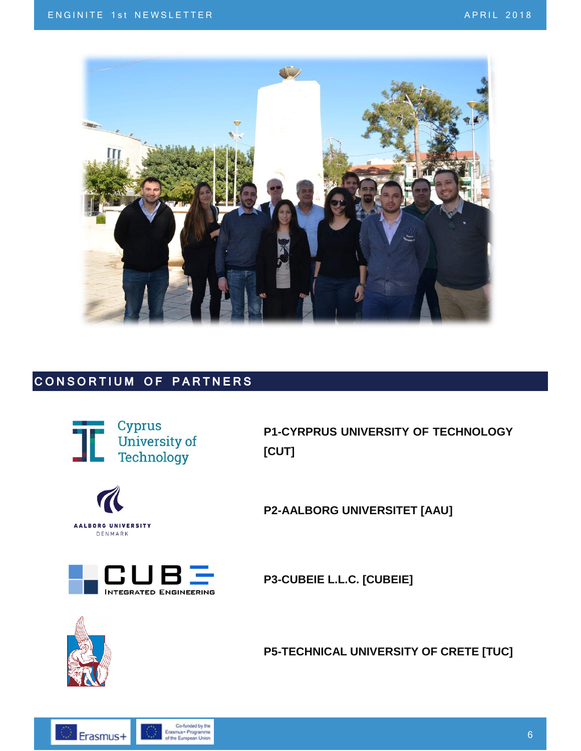## CONSORTIUM OF PARTNERS

**P1-CYRPRUS UNIVERSITY OF TECHNOLOGY [CUT]**

**P2-AALBORG UNIVERSITET [AAU]**

**P3-CUBEIE L.L.C. [CUBEIE]**

**P5-TECHNICAL UNIVERSITY OF CRETE [TUC]**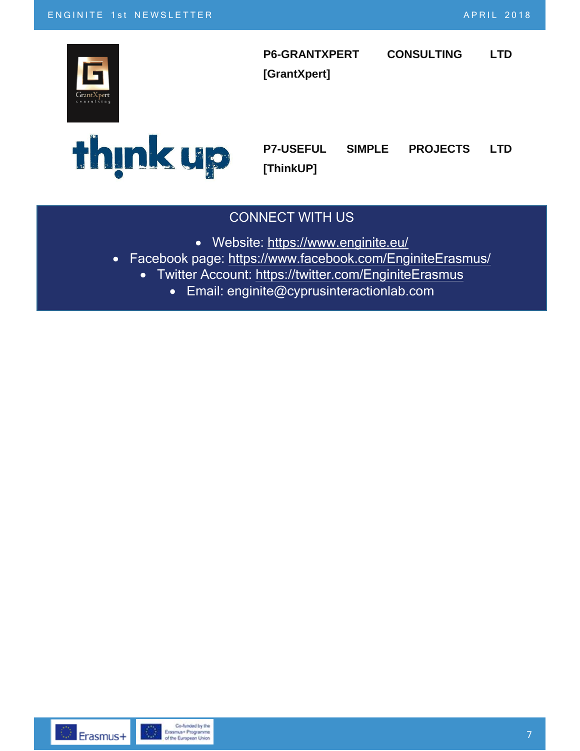**P6-GRANTXPERT CONSULTING LTD [GrantXpert]**

**P7-USEFUL SIMPLE PROJECTS LTD [ThinkUP]**

## CONNECT WITH US

- Website: https://www.enginite.eu/
- Facebook page: https://www.facebook.com/EnginiteErasmus/
- Twitter Account: https://twitter.com/EnginiteErasmus
- Email: enginite@cyprusinteractionlab.com